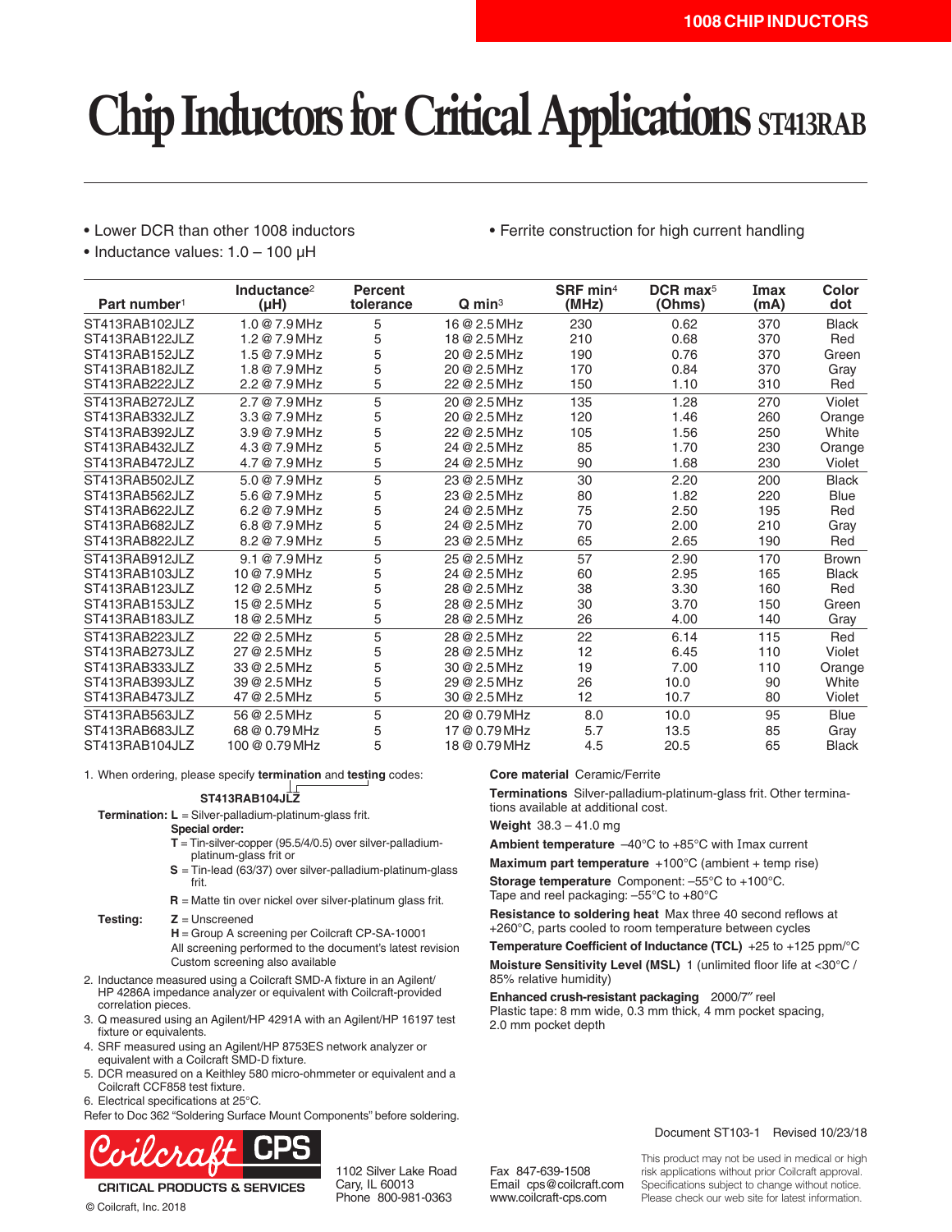# Chip Inductors for Critical Applications ST413RAB

- Lower DCR than other 1008 inductors
- Inductance values: 1.0 – 100 µH
- Ferrite construction for high current handling

| Part number[1] | Inductance[2] (µH) | Percent tolerance | Q min[3] | SRF min[4] (MHz) | DCR max[5] (Ohms) | Imax (mA) | Color dot |
|---|---|---|---|---|---|---|---|
| ST413RAB102JLZ | 1.0 @ 7.9 MHz | 5 | 16 @ 2.5 MHz | 230 | 0.62 | 370 | Black |
| ST413RAB122JLZ | 1.2 @ 7.9 MHz | 5 | 18 @ 2.5 MHz | 210 | 0.68 | 370 | Red |
| ST413RAB152JLZ | 1.5 @ 7.9 MHz | 5 | 20 @ 2.5 MHz | 190 | 0.76 | 370 | Green |
| ST413RAB182JLZ | 1.8 @ 7.9 MHz | 5 | 20 @ 2.5 MHz | 170 | 0.84 | 370 | Gray |
| ST413RAB222JLZ | 2.2 @ 7.9 MHz | 5 | 22 @ 2.5 MHz | 150 | 1.10 | 310 | Red |
| ST413RAB272JLZ | 2.7 @ 7.9 MHz | 5 | 20 @ 2.5 MHz | 135 | 1.28 | 270 | Violet |
| ST413RAB332JLZ | 3.3 @ 7.9 MHz | 5 | 20 @ 2.5 MHz | 120 | 1.46 | 260 | Orange |
| ST413RAB392JLZ | 3.9 @ 7.9 MHz | 5 | 22 @ 2.5 MHz | 105 | 1.56 | 250 | White |
| ST413RAB432JLZ | 4.3 @ 7.9 MHz | 5 | 24 @ 2.5 MHz | 85 | 1.70 | 230 | Orange |
| ST413RAB472JLZ | 4.7 @ 7.9 MHz | 5 | 24 @ 2.5 MHz | 90 | 1.68 | 230 | Violet |
| ST413RAB502JLZ | 5.0 @ 7.9 MHz | 5 | 23 @ 2.5 MHz | 30 | 2.20 | 200 | Black |
| ST413RAB562JLZ | 5.6 @ 7.9 MHz | 5 | 23 @ 2.5 MHz | 80 | 1.82 | 220 | Blue |
| ST413RAB622JLZ | 6.2 @ 7.9 MHz | 5 | 24 @ 2.5 MHz | 75 | 2.50 | 195 | Red |
| ST413RAB682JLZ | 6.8 @ 7.9 MHz | 5 | 24 @ 2.5 MHz | 70 | 2.00 | 210 | Gray |
| ST413RAB822JLZ | 8.2 @ 7.9 MHz | 5 | 23 @ 2.5 MHz | 65 | 2.65 | 190 | Red |
| ST413RAB912JLZ | 9.1 @ 7.9 MHz | 5 | 25 @ 2.5 MHz | 57 | 2.90 | 170 | Brown |
| ST413RAB103JLZ | 10 @ 7.9 MHz | 5 | 24 @ 2.5 MHz | 60 | 2.95 | 165 | Black |
| ST413RAB123JLZ | 12 @ 2.5 MHz | 5 | 28 @ 2.5 MHz | 38 | 3.30 | 160 | Red |
| ST413RAB153JLZ | 15 @ 2.5 MHz | 5 | 28 @ 2.5 MHz | 30 | 3.70 | 150 | Green |
| ST413RAB183JLZ | 18 @ 2.5 MHz | 5 | 28 @ 2.5 MHz | 26 | 4.00 | 140 | Gray |
| ST413RAB223JLZ | 22 @ 2.5 MHz | 5 | 28 @ 2.5 MHz | 22 | 6.14 | 115 | Red |
| ST413RAB273JLZ | 27 @ 2.5 MHz | 5 | 28 @ 2.5 MHz | 12 | 6.45 | 110 | Violet |
| ST413RAB333JLZ | 33 @ 2.5 MHz | 5 | 30 @ 2.5 MHz | 19 | 7.00 | 110 | Orange |
| ST413RAB393JLZ | 39 @ 2.5 MHz | 5 | 29 @ 2.5 MHz | 26 | 10.0 | 90 | White |
| ST413RAB473JLZ | 47 @ 2.5 MHz | 5 | 30 @ 2.5 MHz | 12 | 10.7 | 80 | Violet |
| ST413RAB563JLZ | 56 @ 2.5 MHz | 5 | 20 @ 0.79 MHz | 8.0 | 10.0 | 95 | Blue |
| ST413RAB683JLZ | 68 @ 0.79 MHz | 5 | 17 @ 0.79 MHz | 5.7 | 13.5 | 85 | Gray |
| ST413RAB104JLZ | 100 @ 0.79 MHz | 5 | 18 @ 0.79 MHz | 4.5 | 20.5 | 65 | Black |

1. When ordering, please specify **termination** and **testing** codes:

   **ST413RAB104JLZ**

   **Termination:** **L** = Silver-palladium-platinum-glass frit.

   **Special order:**
   - **T** = Tin-silver-copper (95.5/4/0.5) over silver-palladium-platinum-glass frit or
   - **S** = Tin-lead (63/37) over silver-palladium-platinum-glass frit.
   - **R** = Matte tin over nickel over silver-platinum glass frit.

   **Testing:** **Z** = Unscreened
   **H** = Group A screening per Coilcraft CP-SA-10001
   All screening performed to the document's latest revision
   Custom screening also available
2. Inductance measured using a Coilcraft SMD-A fixture in an Agilent/HP 4286A impedance analyzer or equivalent with Coilcraft-provided correlation pieces.
3. Q measured using an Agilent/HP 4291A with an Agilent/HP 16197 test fixture or equivalents.
4. SRF measured using an Agilent/HP 8753ES network analyzer or equivalent with a Coilcraft SMD-D fixture.
5. DCR measured on a Keithley 580 micro-ohmmeter or equivalent and a Coilcraft CCF858 test fixture.
6. Electrical specifications at 25°C.

Refer to Doc 362 "Soldering Surface Mount Components" before soldering.

**Core material** Ceramic/Ferrite

**Terminations** Silver-palladium-platinum-glass frit. Other terminations available at additional cost.

**Weight** 38.3 – 41.0 mg

**Ambient temperature** –40°C to +85°C with Imax current

**Maximum part temperature** +100°C (ambient + temp rise)

**Storage temperature** Component: –55°C to +100°C. Tape and reel packaging: –55°C to +80°C

**Resistance to soldering heat** Max three 40 second reflows at +260°C, parts cooled to room temperature between cycles

**Temperature Coefficient of Inductance (TCL)** +25 to +125 ppm/°C

**Moisture Sensitivity Level (MSL)** 1 (unlimited floor life at <30°C / 85% relative humidity)

**Enhanced crush-resistant packaging** 2000/7″ reel
Plastic tape: 8 mm wide, 0.3 mm thick, 4 mm pocket spacing, 2.0 mm pocket depth

Document ST103-1 Revised 10/23/18

Coilcraft CPS
CRITICAL PRODUCTS & SERVICES

1102 Silver Lake Road
Cary, IL 60013
Phone 800-981-0363

Fax 847-639-1508
Email cps@coilcraft.com
www.coilcraft-cps.com

This product may not be used in medical or high risk applications without prior Coilcraft approval. Specifications subject to change without notice. Please check our web site for latest information.

© Coilcraft, Inc. 2018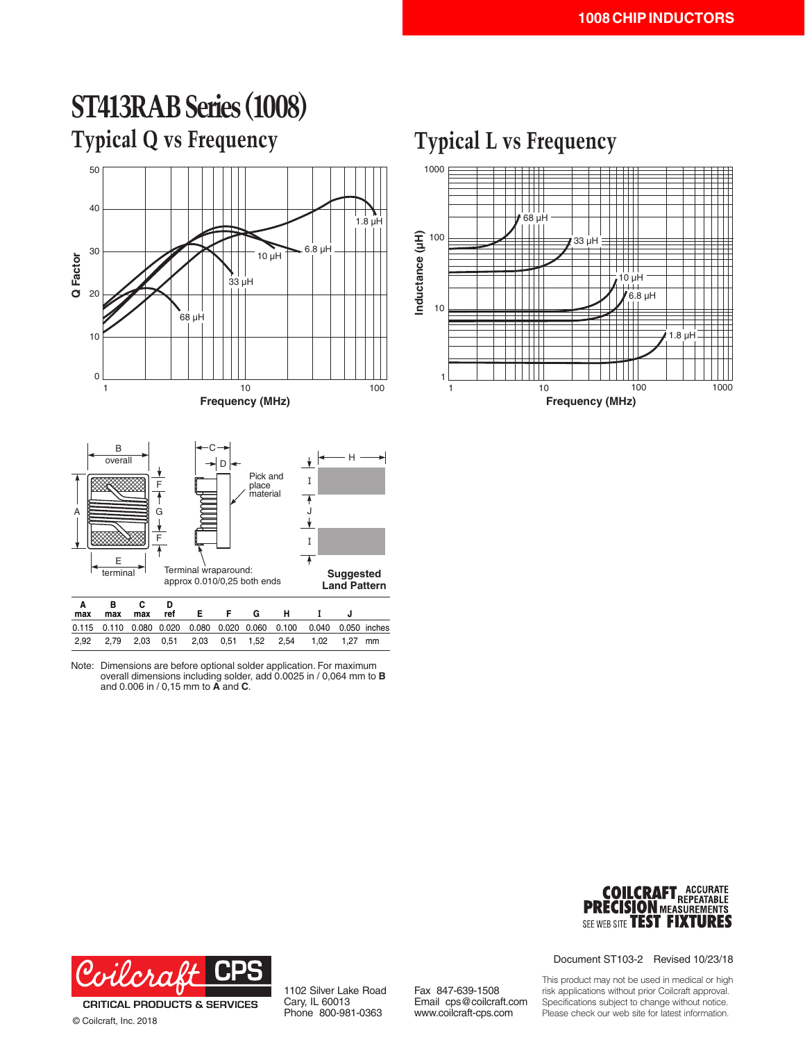# ST413RAB Series (1008)

## Typical Q vs Frequency

50
40
30
20
10
0
Q Factor
1
10
100
Frequency (MHz)
1.8 µH
6.8 µH
10 µH
33 µH
68 µH

## Typical L vs Frequency

1000
100
10
1
Inductance (µH)
1
10
100
1000
Frequency (MHz)
68 µH
33 µH
10 µH
6.8 µH
1.8 µH

B overall
A
F
G
F
E terminal
C
D
Pick and place material
Terminal wraparound: approx 0.010/0,25 both ends
H
I
J
I
**Suggested Land Pattern**

| A max | B max | C max | D ref | E | F | G | H | I | J | |
|---|---|---|---|---|---|---|---|---|---|---|
| 0.115 | 0.110 | 0.080 | 0.020 | 0.080 | 0.020 | 0.060 | 0.100 | 0.040 | 0.050 | inches |
| 2,92 | 2,79 | 2,03 | 0,51 | 2,03 | 0,51 | 1,52 | 2,54 | 1,02 | 1,27 | mm |

Note: Dimensions are before optional solder application. For maximum overall dimensions including solder, add 0.0025 in / 0,064 mm to **B** and 0.006 in / 0,15 mm to **A** and **C**.

COILCRAFT PRECISION ACCURATE REPEATABLE MEASUREMENTS SEE WEB SITE TEST FIXTURES

Document ST103-2 Revised 10/23/18

Coilcraft CPS
CRITICAL PRODUCTS & SERVICES
© Coilcraft, Inc. 2018

1102 Silver Lake Road
Cary, IL 60013
Phone 800-981-0363

Fax 847-639-1508
Email cps@coilcraft.com
www.coilcraft-cps.com

This product may not be used in medical or high risk applications without prior Coilcraft approval. Specifications subject to change without notice. Please check our web site for latest information.